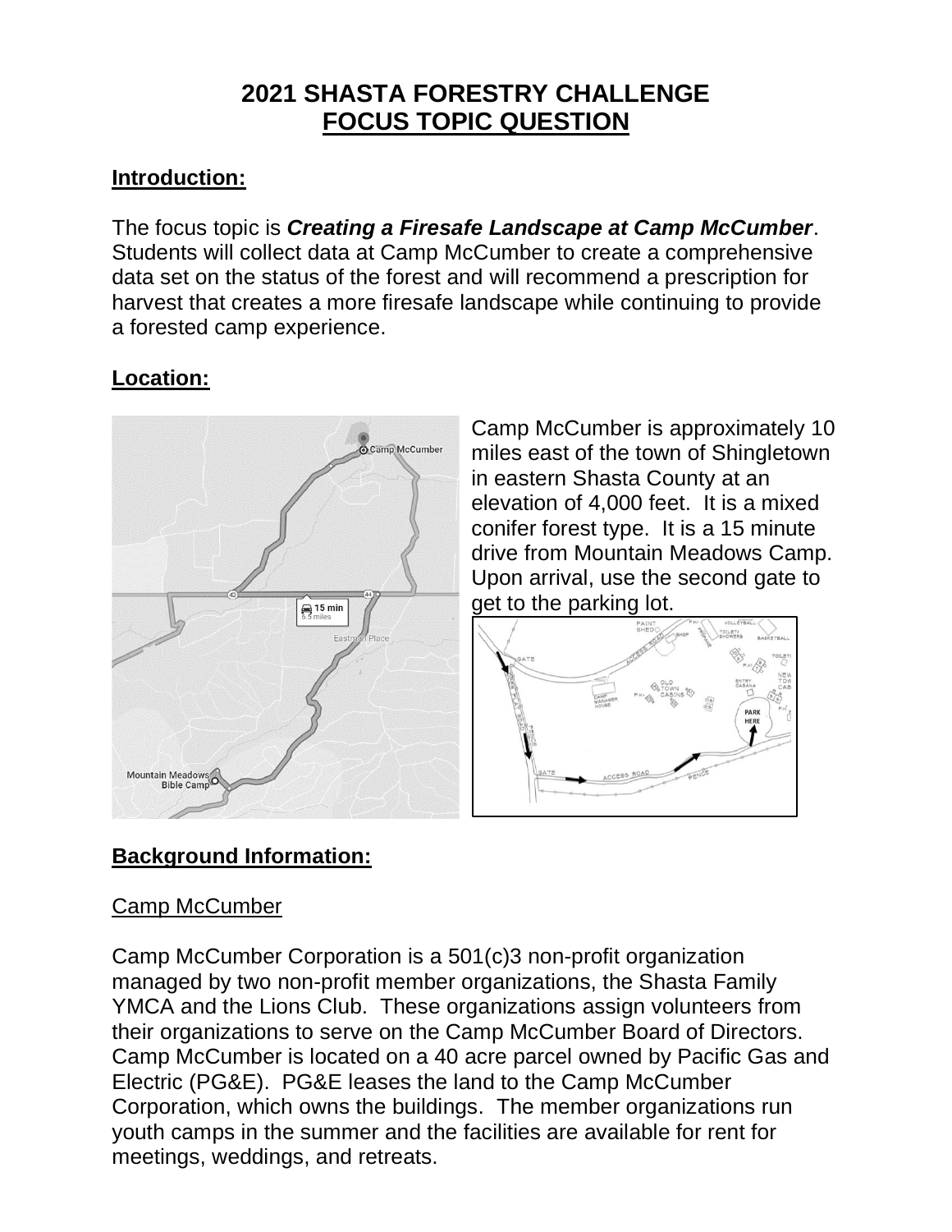# 2021 SHASTA FORESTRY CHALLENGE
## FOCUS TOPIC QUESTION

### Introduction:

The focus topic is ***Creating a Firesafe Landscape at Camp McCumber***. Students will collect data at Camp McCumber to create a comprehensive data set on the status of the forest and will recommend a prescription for harvest that creates a more firesafe landscape while continuing to provide a forested camp experience.

### Location:

Camp McCumber is approximately 10 miles east of the town of Shingletown in eastern Shasta County at an elevation of 4,000 feet. It is a mixed conifer forest type. It is a 15 minute drive from Mountain Meadows Camp. Upon arrival, use the second gate to get to the parking lot.

### Background Information:

#### Camp McCumber

Camp McCumber Corporation is a 501(c)3 non-profit organization managed by two non-profit member organizations, the Shasta Family YMCA and the Lions Club. These organizations assign volunteers from their organizations to serve on the Camp McCumber Board of Directors. Camp McCumber is located on a 40 acre parcel owned by Pacific Gas and Electric (PG&E). PG&E leases the land to the Camp McCumber Corporation, which owns the buildings. The member organizations run youth camps in the summer and the facilities are available for rent for meetings, weddings, and retreats.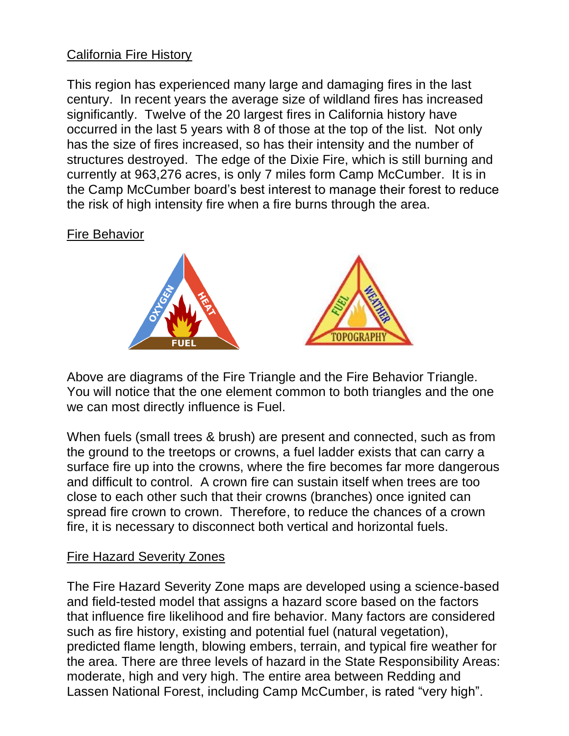## California Fire History

This region has experienced many large and damaging fires in the last century. In recent years the average size of wildland fires has increased significantly. Twelve of the 20 largest fires in California history have occurred in the last 5 years with 8 of those at the top of the list. Not only has the size of fires increased, so has their intensity and the number of structures destroyed. The edge of the Dixie Fire, which is still burning and currently at 963,276 acres, is only 7 miles form Camp McCumber. It is in the Camp McCumber board's best interest to manage their forest to reduce the risk of high intensity fire when a fire burns through the area.

## Fire Behavior

Above are diagrams of the Fire Triangle and the Fire Behavior Triangle. You will notice that the one element common to both triangles and the one we can most directly influence is Fuel.

When fuels (small trees & brush) are present and connected, such as from the ground to the treetops or crowns, a fuel ladder exists that can carry a surface fire up into the crowns, where the fire becomes far more dangerous and difficult to control. A crown fire can sustain itself when trees are too close to each other such that their crowns (branches) once ignited can spread fire crown to crown. Therefore, to reduce the chances of a crown fire, it is necessary to disconnect both vertical and horizontal fuels.

## Fire Hazard Severity Zones

The Fire Hazard Severity Zone maps are developed using a science-based and field-tested model that assigns a hazard score based on the factors that influence fire likelihood and fire behavior. Many factors are considered such as fire history, existing and potential fuel (natural vegetation), predicted flame length, blowing embers, terrain, and typical fire weather for the area. There are three levels of hazard in the State Responsibility Areas: moderate, high and very high. The entire area between Redding and Lassen National Forest, including Camp McCumber, is rated "very high".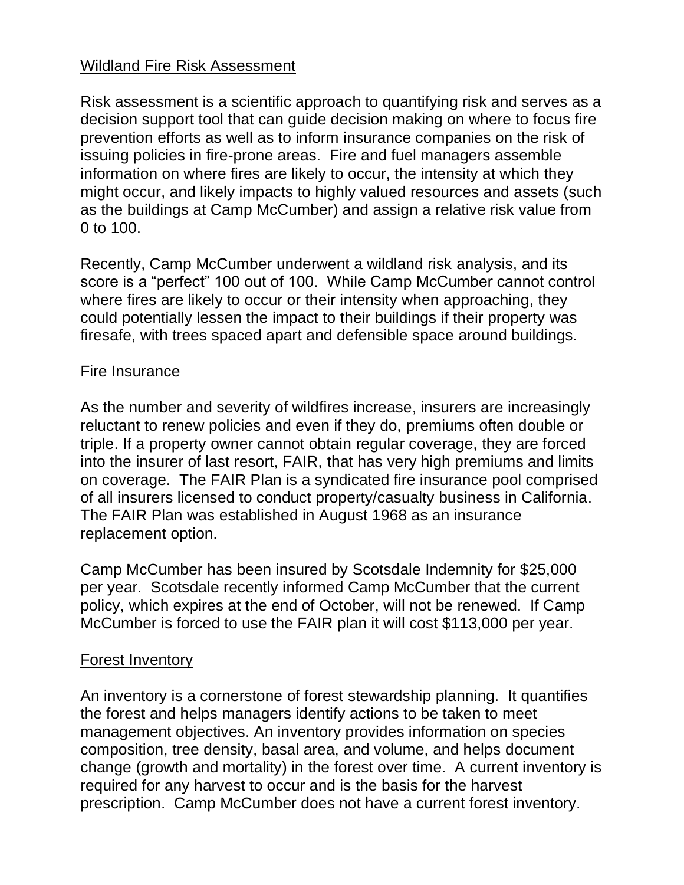## Wildland Fire Risk Assessment

Risk assessment is a scientific approach to quantifying risk and serves as a decision support tool that can guide decision making on where to focus fire prevention efforts as well as to inform insurance companies on the risk of issuing policies in fire-prone areas. Fire and fuel managers assemble information on where fires are likely to occur, the intensity at which they might occur, and likely impacts to highly valued resources and assets (such as the buildings at Camp McCumber) and assign a relative risk value from 0 to 100.

Recently, Camp McCumber underwent a wildland risk analysis, and its score is a "perfect" 100 out of 100. While Camp McCumber cannot control where fires are likely to occur or their intensity when approaching, they could potentially lessen the impact to their buildings if their property was firesafe, with trees spaced apart and defensible space around buildings.

## Fire Insurance

As the number and severity of wildfires increase, insurers are increasingly reluctant to renew policies and even if they do, premiums often double or triple. If a property owner cannot obtain regular coverage, they are forced into the insurer of last resort, FAIR, that has very high premiums and limits on coverage. The FAIR Plan is a syndicated fire insurance pool comprised of all insurers licensed to conduct property/casualty business in California. The FAIR Plan was established in August 1968 as an insurance replacement option.

Camp McCumber has been insured by Scotsdale Indemnity for $25,000 per year. Scotsdale recently informed Camp McCumber that the current policy, which expires at the end of October, will not be renewed. If Camp McCumber is forced to use the FAIR plan it will cost $113,000 per year.

## Forest Inventory

An inventory is a cornerstone of forest stewardship planning. It quantifies the forest and helps managers identify actions to be taken to meet management objectives. An inventory provides information on species composition, tree density, basal area, and volume, and helps document change (growth and mortality) in the forest over time. A current inventory is required for any harvest to occur and is the basis for the harvest prescription. Camp McCumber does not have a current forest inventory.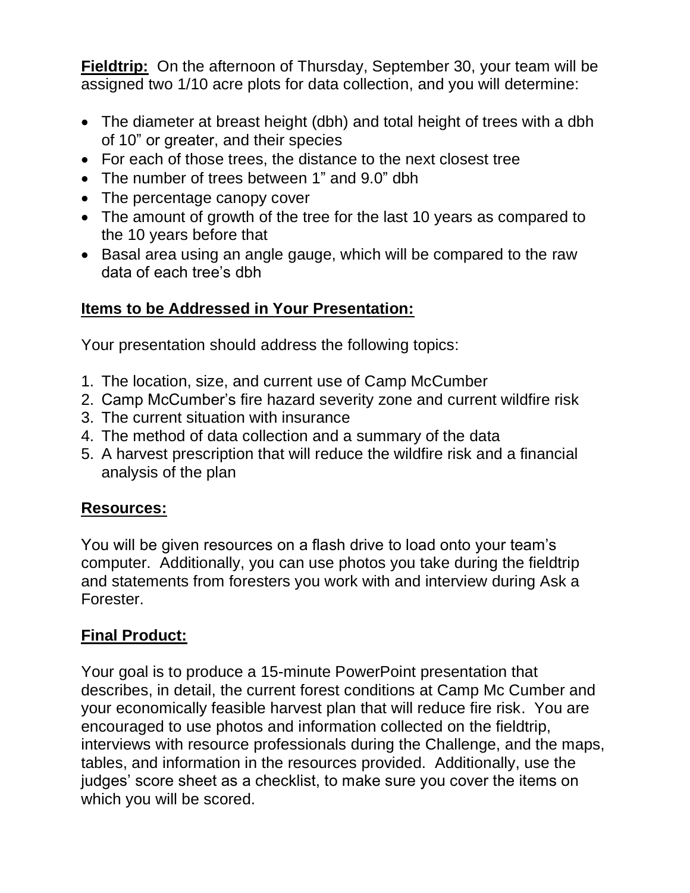**Fieldtrip:** On the afternoon of Thursday, September 30, your team will be assigned two 1/10 acre plots for data collection, and you will determine:

- The diameter at breast height (dbh) and total height of trees with a dbh of 10" or greater, and their species
- For each of those trees, the distance to the next closest tree
- The number of trees between 1" and 9.0" dbh
- The percentage canopy cover
- The amount of growth of the tree for the last 10 years as compared to the 10 years before that
- Basal area using an angle gauge, which will be compared to the raw data of each tree's dbh

## Items to be Addressed in Your Presentation:

Your presentation should address the following topics:

1. The location, size, and current use of Camp McCumber
2. Camp McCumber's fire hazard severity zone and current wildfire risk
3. The current situation with insurance
4. The method of data collection and a summary of the data
5. A harvest prescription that will reduce the wildfire risk and a financial analysis of the plan

## Resources:

You will be given resources on a flash drive to load onto your team's computer. Additionally, you can use photos you take during the fieldtrip and statements from foresters you work with and interview during Ask a Forester.

## Final Product:

Your goal is to produce a 15-minute PowerPoint presentation that describes, in detail, the current forest conditions at Camp Mc Cumber and your economically feasible harvest plan that will reduce fire risk. You are encouraged to use photos and information collected on the fieldtrip, interviews with resource professionals during the Challenge, and the maps, tables, and information in the resources provided. Additionally, use the judges' score sheet as a checklist, to make sure you cover the items on which you will be scored.